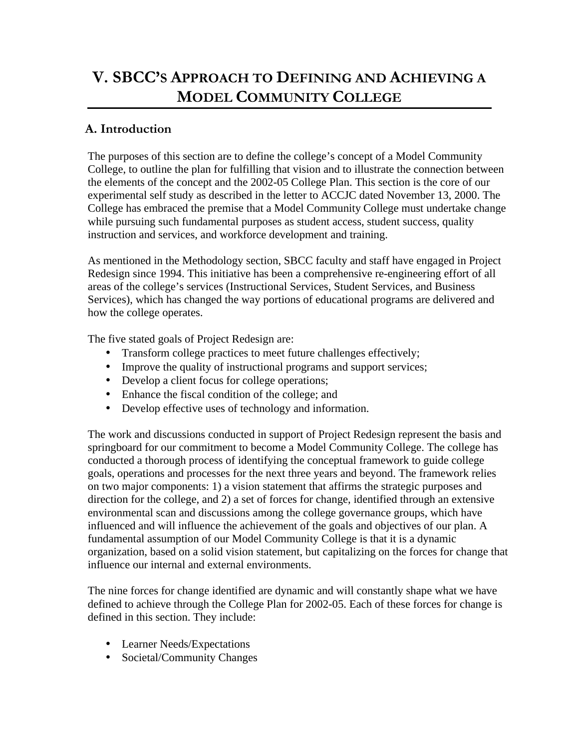# V. SBCC's Approach to Defining and Achieving a Model Community College

## A. Introduction

The purposes of this section are to define the college's concept of a Model Community College, to outline the plan for fulfilling that vision and to illustrate the connection between the elements of the concept and the 2002-05 College Plan. This section is the core of our experimental self study as described in the letter to ACCJC dated November 13, 2000. The College has embraced the premise that a Model Community College must undertake change while pursuing such fundamental purposes as student access, student success, quality instruction and services, and workforce development and training.

As mentioned in the Methodology section, SBCC faculty and staff have engaged in Project Redesign since 1994. This initiative has been a comprehensive re-engineering effort of all areas of the college's services (Instructional Services, Student Services, and Business Services), which has changed the way portions of educational programs are delivered and how the college operates.

The five stated goals of Project Redesign are:

- Transform college practices to meet future challenges effectively;
- Improve the quality of instructional programs and support services;
- Develop a client focus for college operations;
- Enhance the fiscal condition of the college; and
- Develop effective uses of technology and information.

The work and discussions conducted in support of Project Redesign represent the basis and springboard for our commitment to become a Model Community College. The college has conducted a thorough process of identifying the conceptual framework to guide college goals, operations and processes for the next three years and beyond. The framework relies on two major components: 1) a vision statement that affirms the strategic purposes and direction for the college, and 2) a set of forces for change, identified through an extensive environmental scan and discussions among the college governance groups, which have influenced and will influence the achievement of the goals and objectives of our plan. A fundamental assumption of our Model Community College is that it is a dynamic organization, based on a solid vision statement, but capitalizing on the forces for change that influence our internal and external environments.

The nine forces for change identified are dynamic and will constantly shape what we have defined to achieve through the College Plan for 2002-05. Each of these forces for change is defined in this section. They include:

- Learner Needs/Expectations
- Societal/Community Changes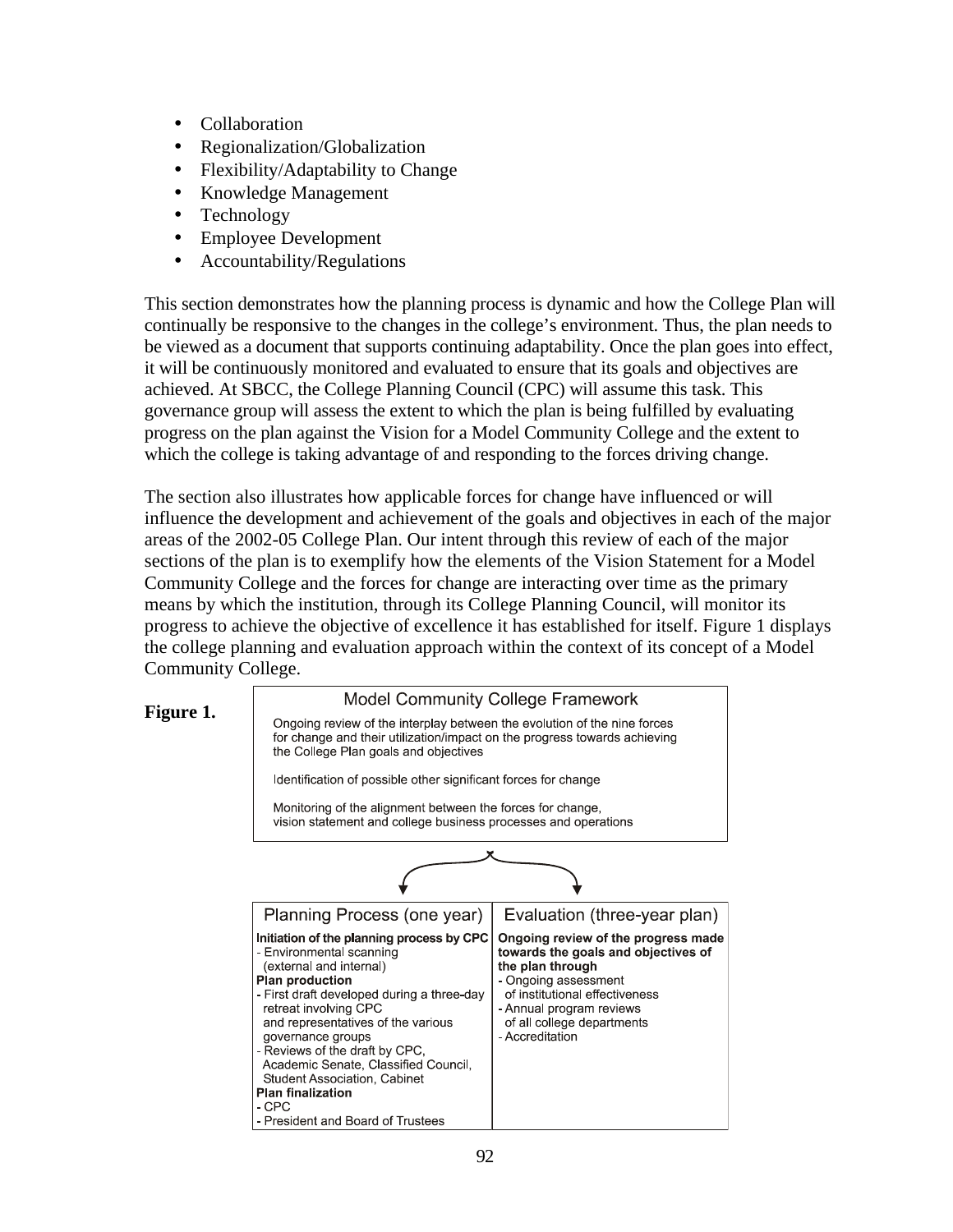- Collaboration
- Regionalization/Globalization
- Flexibility/Adaptability to Change
- Knowledge Management
- Technology
- Employee Development
- Accountability/Regulations

This section demonstrates how the planning process is dynamic and how the College Plan will continually be responsive to the changes in the college's environment. Thus, the plan needs to be viewed as a document that supports continuing adaptability. Once the plan goes into effect, it will be continuously monitored and evaluated to ensure that its goals and objectives are achieved. At SBCC, the College Planning Council (CPC) will assume this task. This governance group will assess the extent to which the plan is being fulfilled by evaluating progress on the plan against the Vision for a Model Community College and the extent to which the college is taking advantage of and responding to the forces driving change.

The section also illustrates how applicable forces for change have influenced or will influence the development and achievement of the goals and objectives in each of the major areas of the 2002-05 College Plan. Our intent through this review of each of the major sections of the plan is to exemplify how the elements of the Vision Statement for a Model Community College and the forces for change are interacting over time as the primary means by which the institution, through its College Planning Council, will monitor its progress to achieve the objective of excellence it has established for itself. Figure 1 displays the college planning and evaluation approach within the context of its concept of a Model Community College.

**Figure 1.**

| Model Community College Framework |
|---|
| Ongoing review of the interplay between the evolution of the nine forces for change and their utilization/impact on the progress towards achieving the College Plan goals and objectives<br><br>Identification of possible other significant forces for change<br><br>Monitoring of the alignment between the forces for change, vision statement and college business processes and operations |

| Planning Process (one year) | Evaluation (three-year plan) |
|---|---|
| **Initiation of the planning process by CPC**<br>- Environmental scanning (external and internal)<br>**Plan production**<br>- First draft developed during a three-day retreat involving CPC and representatives of the various governance groups<br>- Reviews of the draft by CPC, Academic Senate, Classified Council, Student Association, Cabinet<br>**Plan finalization**<br>- CPC<br>- President and Board of Trustees | **Ongoing review of the progress made towards the goals and objectives of the plan through**<br>- Ongoing assessment of institutional effectiveness<br>- Annual program reviews of all college departments<br>- Accreditation |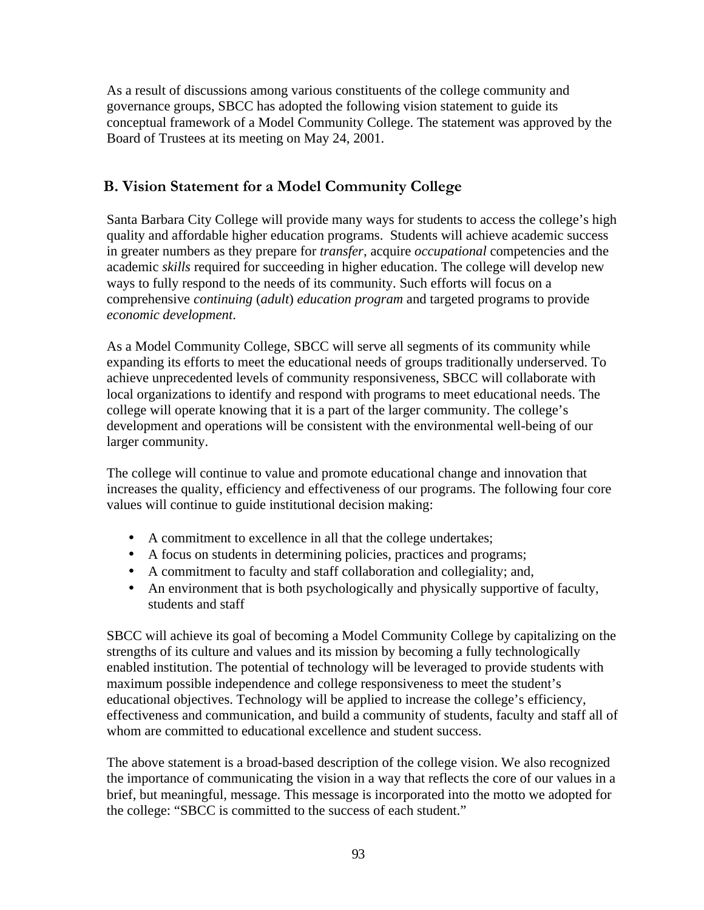As a result of discussions among various constituents of the college community and governance groups, SBCC has adopted the following vision statement to guide its conceptual framework of a Model Community College. The statement was approved by the Board of Trustees at its meeting on May 24, 2001.

## B. Vision Statement for a Model Community College

Santa Barbara City College will provide many ways for students to access the college's high quality and affordable higher education programs. Students will achieve academic success in greater numbers as they prepare for *transfer*, acquire *occupational* competencies and the academic *skills* required for succeeding in higher education. The college will develop new ways to fully respond to the needs of its community. Such efforts will focus on a comprehensive *continuing* (*adult*) *education program* and targeted programs to provide *economic development*.

As a Model Community College, SBCC will serve all segments of its community while expanding its efforts to meet the educational needs of groups traditionally underserved. To achieve unprecedented levels of community responsiveness, SBCC will collaborate with local organizations to identify and respond with programs to meet educational needs. The college will operate knowing that it is a part of the larger community. The college's development and operations will be consistent with the environmental well-being of our larger community.

The college will continue to value and promote educational change and innovation that increases the quality, efficiency and effectiveness of our programs. The following four core values will continue to guide institutional decision making:

- A commitment to excellence in all that the college undertakes;
- A focus on students in determining policies, practices and programs;
- A commitment to faculty and staff collaboration and collegiality; and,
- An environment that is both psychologically and physically supportive of faculty, students and staff

SBCC will achieve its goal of becoming a Model Community College by capitalizing on the strengths of its culture and values and its mission by becoming a fully technologically enabled institution. The potential of technology will be leveraged to provide students with maximum possible independence and college responsiveness to meet the student's educational objectives. Technology will be applied to increase the college's efficiency, effectiveness and communication, and build a community of students, faculty and staff all of whom are committed to educational excellence and student success.

The above statement is a broad-based description of the college vision. We also recognized the importance of communicating the vision in a way that reflects the core of our values in a brief, but meaningful, message. This message is incorporated into the motto we adopted for the college: "SBCC is committed to the success of each student."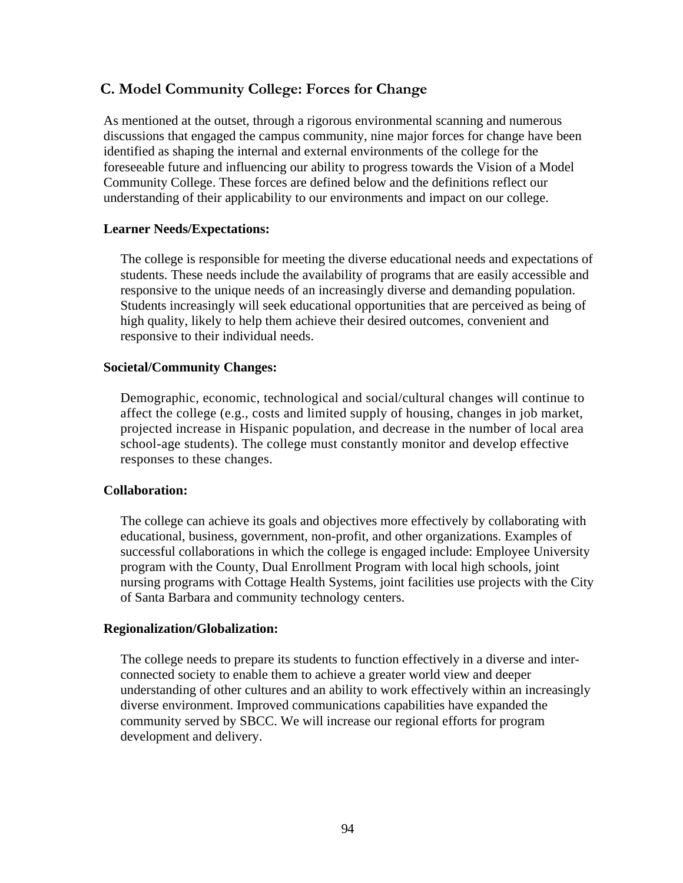## C. Model Community College: Forces for Change

As mentioned at the outset, through a rigorous environmental scanning and numerous discussions that engaged the campus community, nine major forces for change have been identified as shaping the internal and external environments of the college for the foreseeable future and influencing our ability to progress towards the Vision of a Model Community College. These forces are defined below and the definitions reflect our understanding of their applicability to our environments and impact on our college.

**Learner Needs/Expectations:**

The college is responsible for meeting the diverse educational needs and expectations of students. These needs include the availability of programs that are easily accessible and responsive to the unique needs of an increasingly diverse and demanding population. Students increasingly will seek educational opportunities that are perceived as being of high quality, likely to help them achieve their desired outcomes, convenient and responsive to their individual needs.

**Societal/Community Changes:**

Demographic, economic, technological and social/cultural changes will continue to affect the college (e.g., costs and limited supply of housing, changes in job market, projected increase in Hispanic population, and decrease in the number of local area school-age students). The college must constantly monitor and develop effective responses to these changes.

**Collaboration:**

The college can achieve its goals and objectives more effectively by collaborating with educational, business, government, non-profit, and other organizations. Examples of successful collaborations in which the college is engaged include: Employee University program with the County, Dual Enrollment Program with local high schools, joint nursing programs with Cottage Health Systems, joint facilities use projects with the City of Santa Barbara and community technology centers.

**Regionalization/Globalization:**

The college needs to prepare its students to function effectively in a diverse and inter-connected society to enable them to achieve a greater world view and deeper understanding of other cultures and an ability to work effectively within an increasingly diverse environment. Improved communications capabilities have expanded the community served by SBCC. We will increase our regional efforts for program development and delivery.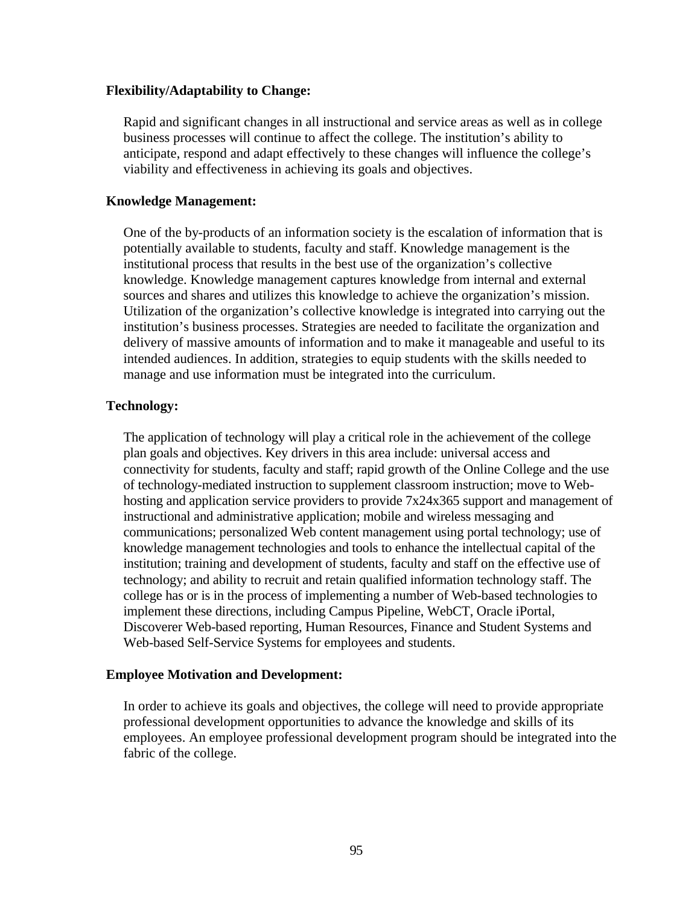**Flexibility/Adaptability to Change:**

Rapid and significant changes in all instructional and service areas as well as in college business processes will continue to affect the college. The institution's ability to anticipate, respond and adapt effectively to these changes will influence the college's viability and effectiveness in achieving its goals and objectives.

**Knowledge Management:**

One of the by-products of an information society is the escalation of information that is potentially available to students, faculty and staff. Knowledge management is the institutional process that results in the best use of the organization's collective knowledge. Knowledge management captures knowledge from internal and external sources and shares and utilizes this knowledge to achieve the organization's mission. Utilization of the organization's collective knowledge is integrated into carrying out the institution's business processes. Strategies are needed to facilitate the organization and delivery of massive amounts of information and to make it manageable and useful to its intended audiences. In addition, strategies to equip students with the skills needed to manage and use information must be integrated into the curriculum.

**Technology:**

The application of technology will play a critical role in the achievement of the college plan goals and objectives. Key drivers in this area include: universal access and connectivity for students, faculty and staff; rapid growth of the Online College and the use of technology-mediated instruction to supplement classroom instruction; move to Web-hosting and application service providers to provide 7x24x365 support and management of instructional and administrative application; mobile and wireless messaging and communications; personalized Web content management using portal technology; use of knowledge management technologies and tools to enhance the intellectual capital of the institution; training and development of students, faculty and staff on the effective use of technology; and ability to recruit and retain qualified information technology staff. The college has or is in the process of implementing a number of Web-based technologies to implement these directions, including Campus Pipeline, WebCT, Oracle iPortal, Discoverer Web-based reporting, Human Resources, Finance and Student Systems and Web-based Self-Service Systems for employees and students.

**Employee Motivation and Development:**

In order to achieve its goals and objectives, the college will need to provide appropriate professional development opportunities to advance the knowledge and skills of its employees. An employee professional development program should be integrated into the fabric of the college.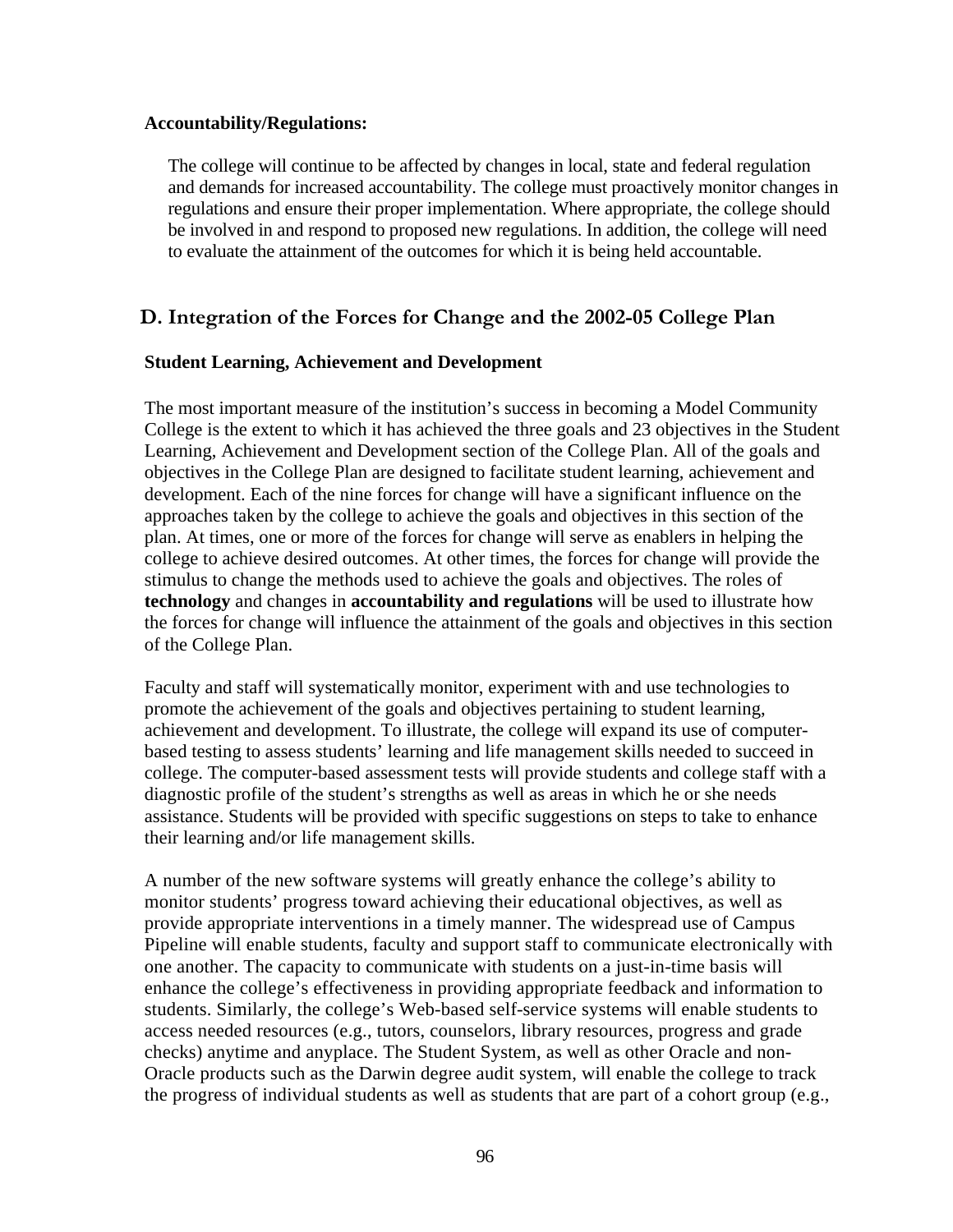**Accountability/Regulations:**

The college will continue to be affected by changes in local, state and federal regulation and demands for increased accountability. The college must proactively monitor changes in regulations and ensure their proper implementation. Where appropriate, the college should be involved in and respond to proposed new regulations. In addition, the college will need to evaluate the attainment of the outcomes for which it is being held accountable.

## D. Integration of the Forces for Change and the 2002-05 College Plan

**Student Learning, Achievement and Development**

The most important measure of the institution's success in becoming a Model Community College is the extent to which it has achieved the three goals and 23 objectives in the Student Learning, Achievement and Development section of the College Plan. All of the goals and objectives in the College Plan are designed to facilitate student learning, achievement and development. Each of the nine forces for change will have a significant influence on the approaches taken by the college to achieve the goals and objectives in this section of the plan. At times, one or more of the forces for change will serve as enablers in helping the college to achieve desired outcomes. At other times, the forces for change will provide the stimulus to change the methods used to achieve the goals and objectives. The roles of **technology** and changes in **accountability and regulations** will be used to illustrate how the forces for change will influence the attainment of the goals and objectives in this section of the College Plan.

Faculty and staff will systematically monitor, experiment with and use technologies to promote the achievement of the goals and objectives pertaining to student learning, achievement and development. To illustrate, the college will expand its use of computer-based testing to assess students' learning and life management skills needed to succeed in college. The computer-based assessment tests will provide students and college staff with a diagnostic profile of the student's strengths as well as areas in which he or she needs assistance. Students will be provided with specific suggestions on steps to take to enhance their learning and/or life management skills.

A number of the new software systems will greatly enhance the college's ability to monitor students' progress toward achieving their educational objectives, as well as provide appropriate interventions in a timely manner. The widespread use of Campus Pipeline will enable students, faculty and support staff to communicate electronically with one another. The capacity to communicate with students on a just-in-time basis will enhance the college's effectiveness in providing appropriate feedback and information to students. Similarly, the college's Web-based self-service systems will enable students to access needed resources (e.g., tutors, counselors, library resources, progress and grade checks) anytime and anyplace. The Student System, as well as other Oracle and non-Oracle products such as the Darwin degree audit system, will enable the college to track the progress of individual students as well as students that are part of a cohort group (e.g.,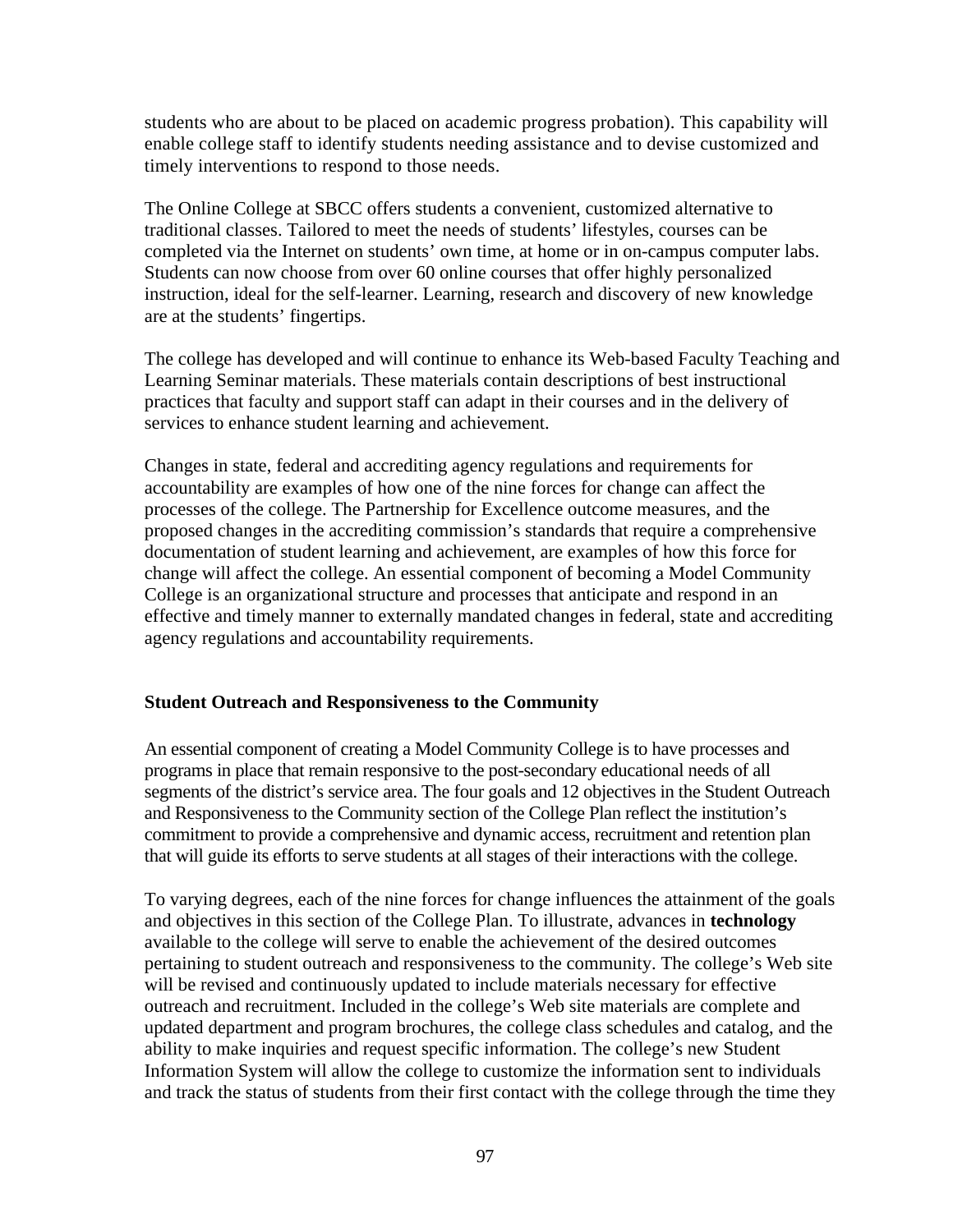students who are about to be placed on academic progress probation). This capability will enable college staff to identify students needing assistance and to devise customized and timely interventions to respond to those needs.

The Online College at SBCC offers students a convenient, customized alternative to traditional classes. Tailored to meet the needs of students' lifestyles, courses can be completed via the Internet on students' own time, at home or in on-campus computer labs. Students can now choose from over 60 online courses that offer highly personalized instruction, ideal for the self-learner. Learning, research and discovery of new knowledge are at the students' fingertips.

The college has developed and will continue to enhance its Web-based Faculty Teaching and Learning Seminar materials. These materials contain descriptions of best instructional practices that faculty and support staff can adapt in their courses and in the delivery of services to enhance student learning and achievement.

Changes in state, federal and accrediting agency regulations and requirements for accountability are examples of how one of the nine forces for change can affect the processes of the college. The Partnership for Excellence outcome measures, and the proposed changes in the accrediting commission's standards that require a comprehensive documentation of student learning and achievement, are examples of how this force for change will affect the college. An essential component of becoming a Model Community College is an organizational structure and processes that anticipate and respond in an effective and timely manner to externally mandated changes in federal, state and accrediting agency regulations and accountability requirements.

### Student Outreach and Responsiveness to the Community

An essential component of creating a Model Community College is to have processes and programs in place that remain responsive to the post-secondary educational needs of all segments of the district's service area. The four goals and 12 objectives in the Student Outreach and Responsiveness to the Community section of the College Plan reflect the institution's commitment to provide a comprehensive and dynamic access, recruitment and retention plan that will guide its efforts to serve students at all stages of their interactions with the college.

To varying degrees, each of the nine forces for change influences the attainment of the goals and objectives in this section of the College Plan. To illustrate, advances in **technology** available to the college will serve to enable the achievement of the desired outcomes pertaining to student outreach and responsiveness to the community. The college's Web site will be revised and continuously updated to include materials necessary for effective outreach and recruitment. Included in the college's Web site materials are complete and updated department and program brochures, the college class schedules and catalog, and the ability to make inquiries and request specific information. The college's new Student Information System will allow the college to customize the information sent to individuals and track the status of students from their first contact with the college through the time they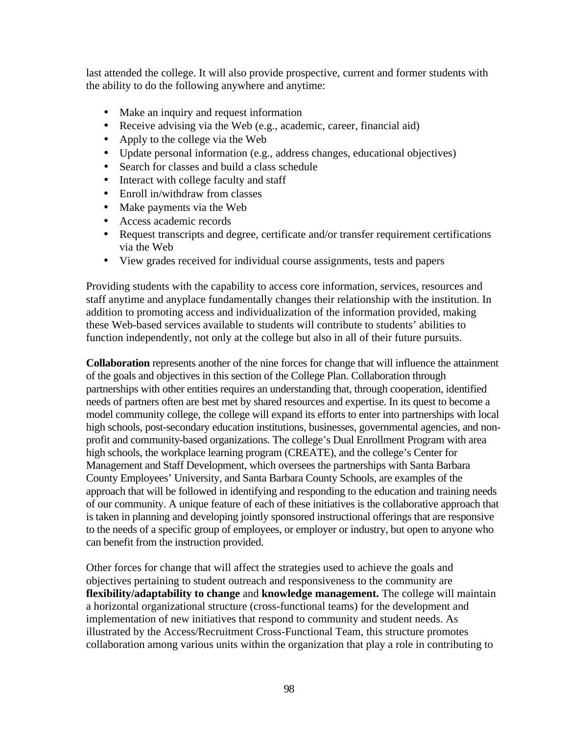last attended the college. It will also provide prospective, current and former students with the ability to do the following anywhere and anytime:

- Make an inquiry and request information
- Receive advising via the Web (e.g., academic, career, financial aid)
- Apply to the college via the Web
- Update personal information (e.g., address changes, educational objectives)
- Search for classes and build a class schedule
- Interact with college faculty and staff
- Enroll in/withdraw from classes
- Make payments via the Web
- Access academic records
- Request transcripts and degree, certificate and/or transfer requirement certifications via the Web
- View grades received for individual course assignments, tests and papers

Providing students with the capability to access core information, services, resources and staff anytime and anyplace fundamentally changes their relationship with the institution. In addition to promoting access and individualization of the information provided, making these Web-based services available to students will contribute to students' abilities to function independently, not only at the college but also in all of their future pursuits.

**Collaboration** represents another of the nine forces for change that will influence the attainment of the goals and objectives in this section of the College Plan. Collaboration through partnerships with other entities requires an understanding that, through cooperation, identified needs of partners often are best met by shared resources and expertise. In its quest to become a model community college, the college will expand its efforts to enter into partnerships with local high schools, post-secondary education institutions, businesses, governmental agencies, and non-profit and community-based organizations. The college's Dual Enrollment Program with area high schools, the workplace learning program (CREATE), and the college's Center for Management and Staff Development, which oversees the partnerships with Santa Barbara County Employees' University, and Santa Barbara County Schools, are examples of the approach that will be followed in identifying and responding to the education and training needs of our community. A unique feature of each of these initiatives is the collaborative approach that is taken in planning and developing jointly sponsored instructional offerings that are responsive to the needs of a specific group of employees, or employer or industry, but open to anyone who can benefit from the instruction provided.

Other forces for change that will affect the strategies used to achieve the goals and objectives pertaining to student outreach and responsiveness to the community are **flexibility/adaptability to change** and **knowledge management.** The college will maintain a horizontal organizational structure (cross-functional teams) for the development and implementation of new initiatives that respond to community and student needs. As illustrated by the Access/Recruitment Cross-Functional Team, this structure promotes collaboration among various units within the organization that play a role in contributing to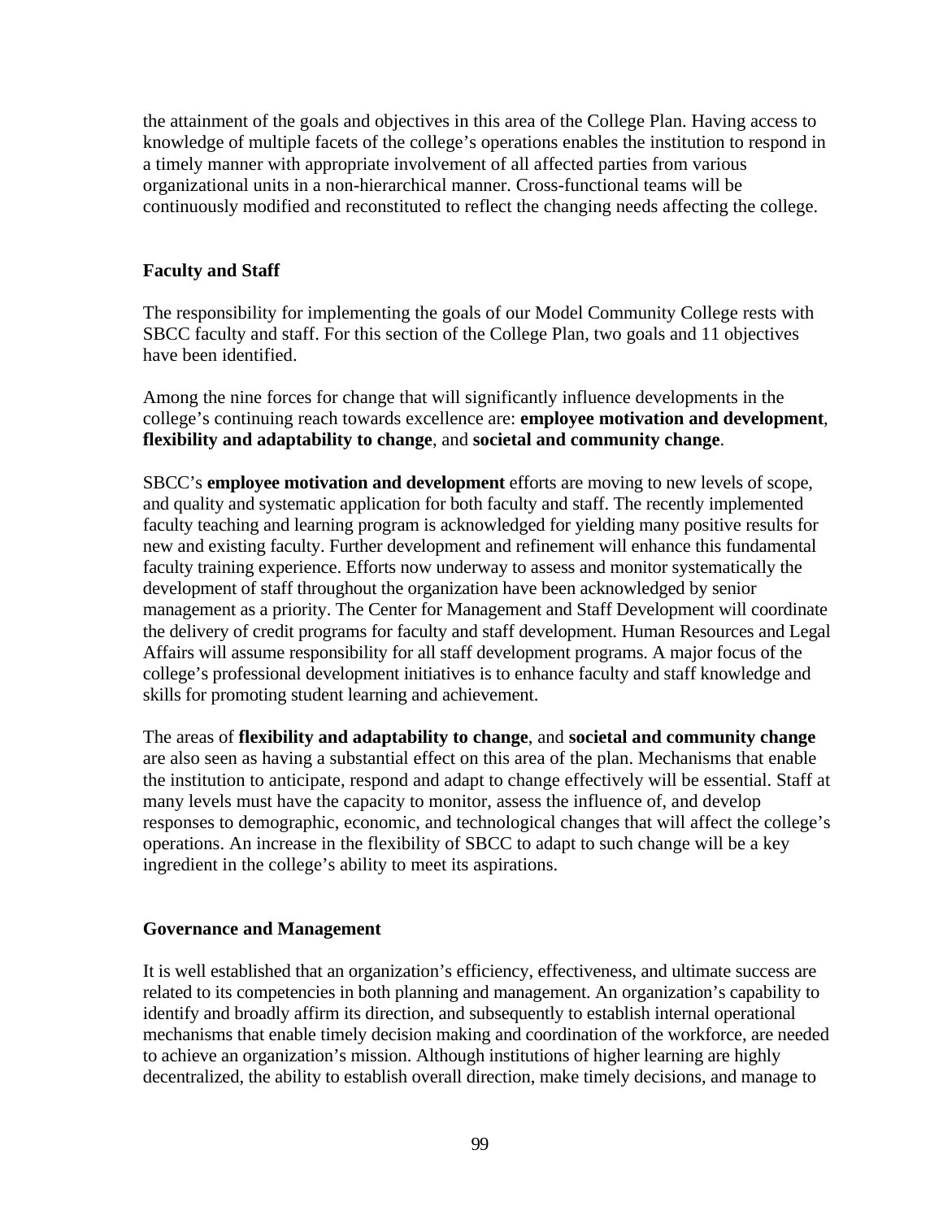the attainment of the goals and objectives in this area of the College Plan. Having access to knowledge of multiple facets of the college's operations enables the institution to respond in a timely manner with appropriate involvement of all affected parties from various organizational units in a non-hierarchical manner. Cross-functional teams will be continuously modified and reconstituted to reflect the changing needs affecting the college.

## Faculty and Staff

The responsibility for implementing the goals of our Model Community College rests with SBCC faculty and staff. For this section of the College Plan, two goals and 11 objectives have been identified.

Among the nine forces for change that will significantly influence developments in the college's continuing reach towards excellence are: **employee motivation and development**, **flexibility and adaptability to change**, and **societal and community change**.

SBCC's **employee motivation and development** efforts are moving to new levels of scope, and quality and systematic application for both faculty and staff. The recently implemented faculty teaching and learning program is acknowledged for yielding many positive results for new and existing faculty. Further development and refinement will enhance this fundamental faculty training experience. Efforts now underway to assess and monitor systematically the development of staff throughout the organization have been acknowledged by senior management as a priority. The Center for Management and Staff Development will coordinate the delivery of credit programs for faculty and staff development. Human Resources and Legal Affairs will assume responsibility for all staff development programs. A major focus of the college's professional development initiatives is to enhance faculty and staff knowledge and skills for promoting student learning and achievement.

The areas of **flexibility and adaptability to change**, and **societal and community change** are also seen as having a substantial effect on this area of the plan. Mechanisms that enable the institution to anticipate, respond and adapt to change effectively will be essential. Staff at many levels must have the capacity to monitor, assess the influence of, and develop responses to demographic, economic, and technological changes that will affect the college's operations. An increase in the flexibility of SBCC to adapt to such change will be a key ingredient in the college's ability to meet its aspirations.

## Governance and Management

It is well established that an organization's efficiency, effectiveness, and ultimate success are related to its competencies in both planning and management. An organization's capability to identify and broadly affirm its direction, and subsequently to establish internal operational mechanisms that enable timely decision making and coordination of the workforce, are needed to achieve an organization's mission. Although institutions of higher learning are highly decentralized, the ability to establish overall direction, make timely decisions, and manage to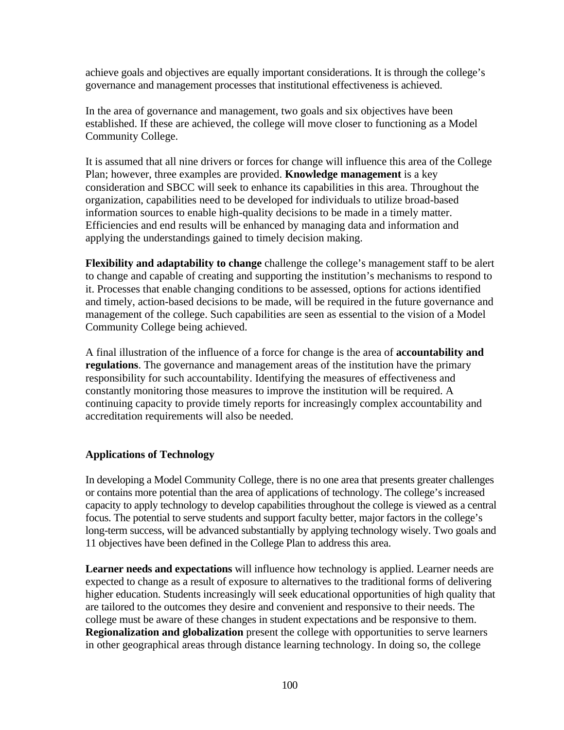achieve goals and objectives are equally important considerations. It is through the college's governance and management processes that institutional effectiveness is achieved.

In the area of governance and management, two goals and six objectives have been established. If these are achieved, the college will move closer to functioning as a Model Community College.

It is assumed that all nine drivers or forces for change will influence this area of the College Plan; however, three examples are provided. **Knowledge management** is a key consideration and SBCC will seek to enhance its capabilities in this area. Throughout the organization, capabilities need to be developed for individuals to utilize broad-based information sources to enable high-quality decisions to be made in a timely matter. Efficiencies and end results will be enhanced by managing data and information and applying the understandings gained to timely decision making.

**Flexibility and adaptability to change** challenge the college's management staff to be alert to change and capable of creating and supporting the institution's mechanisms to respond to it. Processes that enable changing conditions to be assessed, options for actions identified and timely, action-based decisions to be made, will be required in the future governance and management of the college. Such capabilities are seen as essential to the vision of a Model Community College being achieved.

A final illustration of the influence of a force for change is the area of **accountability and regulations**. The governance and management areas of the institution have the primary responsibility for such accountability. Identifying the measures of effectiveness and constantly monitoring those measures to improve the institution will be required. A continuing capacity to provide timely reports for increasingly complex accountability and accreditation requirements will also be needed.

### Applications of Technology

In developing a Model Community College, there is no one area that presents greater challenges or contains more potential than the area of applications of technology. The college's increased capacity to apply technology to develop capabilities throughout the college is viewed as a central focus. The potential to serve students and support faculty better, major factors in the college's long-term success, will be advanced substantially by applying technology wisely. Two goals and 11 objectives have been defined in the College Plan to address this area.

**Learner needs and expectations** will influence how technology is applied. Learner needs are expected to change as a result of exposure to alternatives to the traditional forms of delivering higher education. Students increasingly will seek educational opportunities of high quality that are tailored to the outcomes they desire and convenient and responsive to their needs. The college must be aware of these changes in student expectations and be responsive to them. **Regionalization and globalization** present the college with opportunities to serve learners in other geographical areas through distance learning technology. In doing so, the college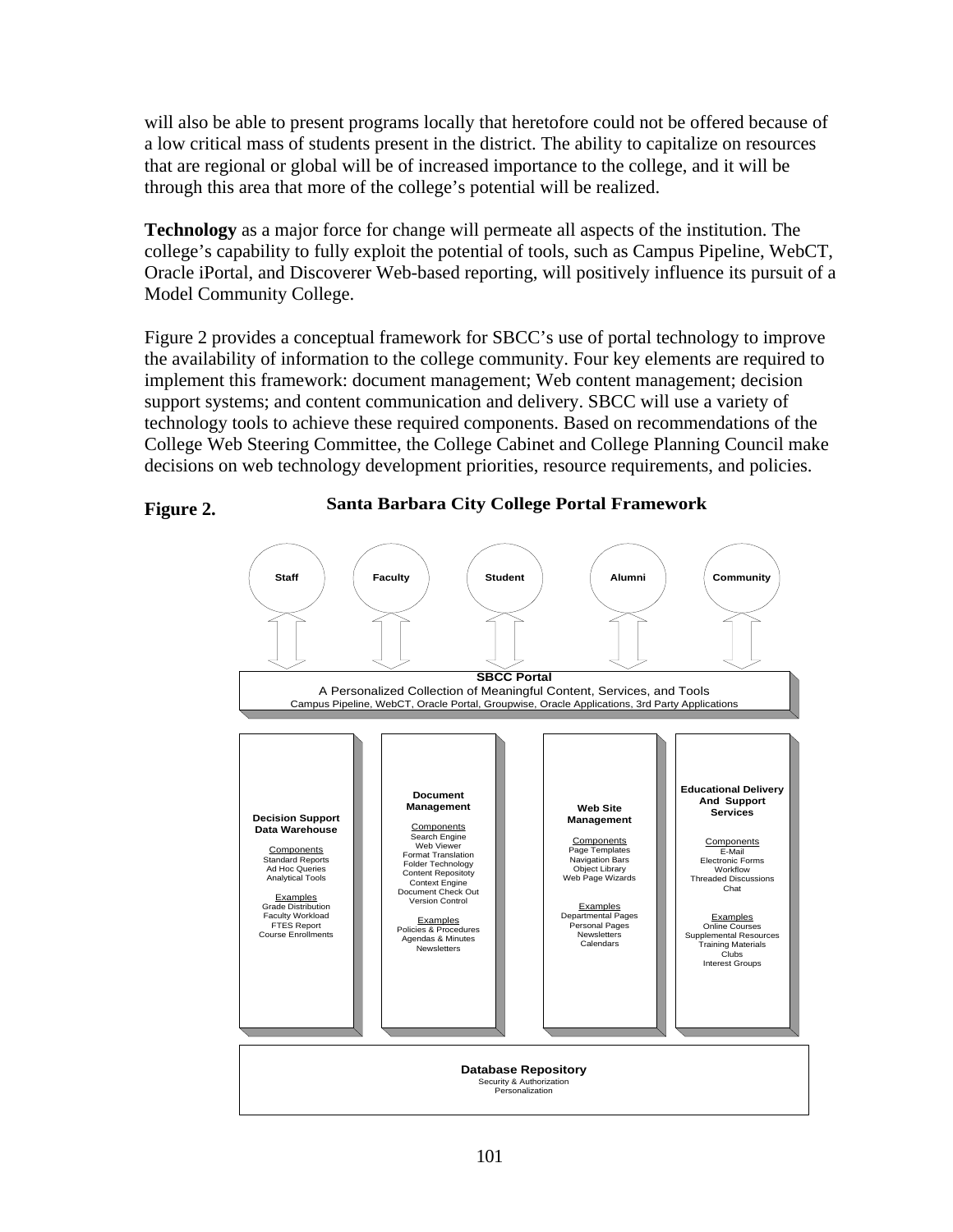will also be able to present programs locally that heretofore could not be offered because of a low critical mass of students present in the district. The ability to capitalize on resources that are regional or global will be of increased importance to the college, and it will be through this area that more of the college's potential will be realized.

**Technology** as a major force for change will permeate all aspects of the institution. The college's capability to fully exploit the potential of tools, such as Campus Pipeline, WebCT, Oracle iPortal, and Discoverer Web-based reporting, will positively influence its pursuit of a Model Community College.

Figure 2 provides a conceptual framework for SBCC's use of portal technology to improve the availability of information to the college community. Four key elements are required to implement this framework: document management; Web content management; decision support systems; and content communication and delivery. SBCC will use a variety of technology tools to achieve these required components. Based on recommendations of the College Web Steering Committee, the College Cabinet and College Planning Council make decisions on web technology development priorities, resource requirements, and policies.

**Figure 2.** **Santa Barbara City College Portal Framework**

Staff | Faculty | Student | Alumni | Community

**SBCC Portal**
A Personalized Collection of Meaningful Content, Services, and Tools
Campus Pipeline, WebCT, Oracle Portal, Groupwise, Oracle Applications, 3rd Party Applications

**Decision Support Data Warehouse**

Components
Standard Reports
Ad Hoc Queries
Analytical Tools

Examples
Grade Distribution
Faculty Workload
FTES Report
Course Enrollments

**Document Management**

Components
Search Engine
Web Viewer
Format Translation
Folder Technology
Content Repositoty
Context Engine
Document Check Out
Version Control

Examples
Policies & Procedures
Agendas & Minutes
Newsletters

**Web Site Management**

Components
Page Templates
Navigation Bars
Object Library
Web Page Wizards

Examples
Departmental Pages
Personal Pages
Newsletters
Calendars

**Educational Delivery And Support Services**

Components
E-Mail
Electronic Forms
Workflow
Threaded Discussions
Chat

Examples
Online Courses
Supplemental Resources
Training Materials
Clubs
Interest Groups

**Database Repository**
Security & Authorization
Personalization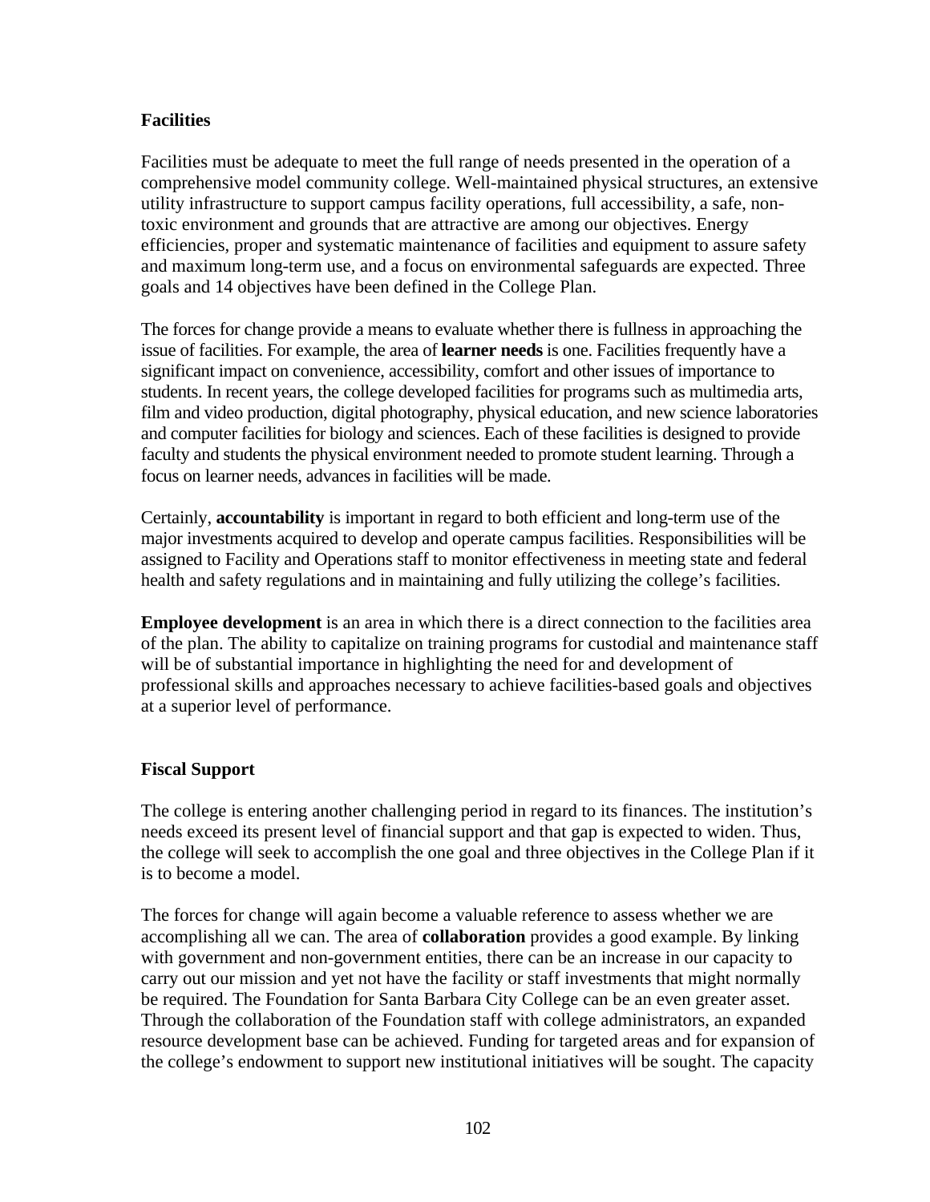### Facilities

Facilities must be adequate to meet the full range of needs presented in the operation of a comprehensive model community college. Well-maintained physical structures, an extensive utility infrastructure to support campus facility operations, full accessibility, a safe, non-toxic environment and grounds that are attractive are among our objectives. Energy efficiencies, proper and systematic maintenance of facilities and equipment to assure safety and maximum long-term use, and a focus on environmental safeguards are expected. Three goals and 14 objectives have been defined in the College Plan.

The forces for change provide a means to evaluate whether there is fullness in approaching the issue of facilities. For example, the area of **learner needs** is one. Facilities frequently have a significant impact on convenience, accessibility, comfort and other issues of importance to students. In recent years, the college developed facilities for programs such as multimedia arts, film and video production, digital photography, physical education, and new science laboratories and computer facilities for biology and sciences. Each of these facilities is designed to provide faculty and students the physical environment needed to promote student learning. Through a focus on learner needs, advances in facilities will be made.

Certainly, **accountability** is important in regard to both efficient and long-term use of the major investments acquired to develop and operate campus facilities. Responsibilities will be assigned to Facility and Operations staff to monitor effectiveness in meeting state and federal health and safety regulations and in maintaining and fully utilizing the college's facilities.

**Employee development** is an area in which there is a direct connection to the facilities area of the plan. The ability to capitalize on training programs for custodial and maintenance staff will be of substantial importance in highlighting the need for and development of professional skills and approaches necessary to achieve facilities-based goals and objectives at a superior level of performance.

### Fiscal Support

The college is entering another challenging period in regard to its finances. The institution's needs exceed its present level of financial support and that gap is expected to widen. Thus, the college will seek to accomplish the one goal and three objectives in the College Plan if it is to become a model.

The forces for change will again become a valuable reference to assess whether we are accomplishing all we can. The area of **collaboration** provides a good example. By linking with government and non-government entities, there can be an increase in our capacity to carry out our mission and yet not have the facility or staff investments that might normally be required. The Foundation for Santa Barbara City College can be an even greater asset. Through the collaboration of the Foundation staff with college administrators, an expanded resource development base can be achieved. Funding for targeted areas and for expansion of the college's endowment to support new institutional initiatives will be sought. The capacity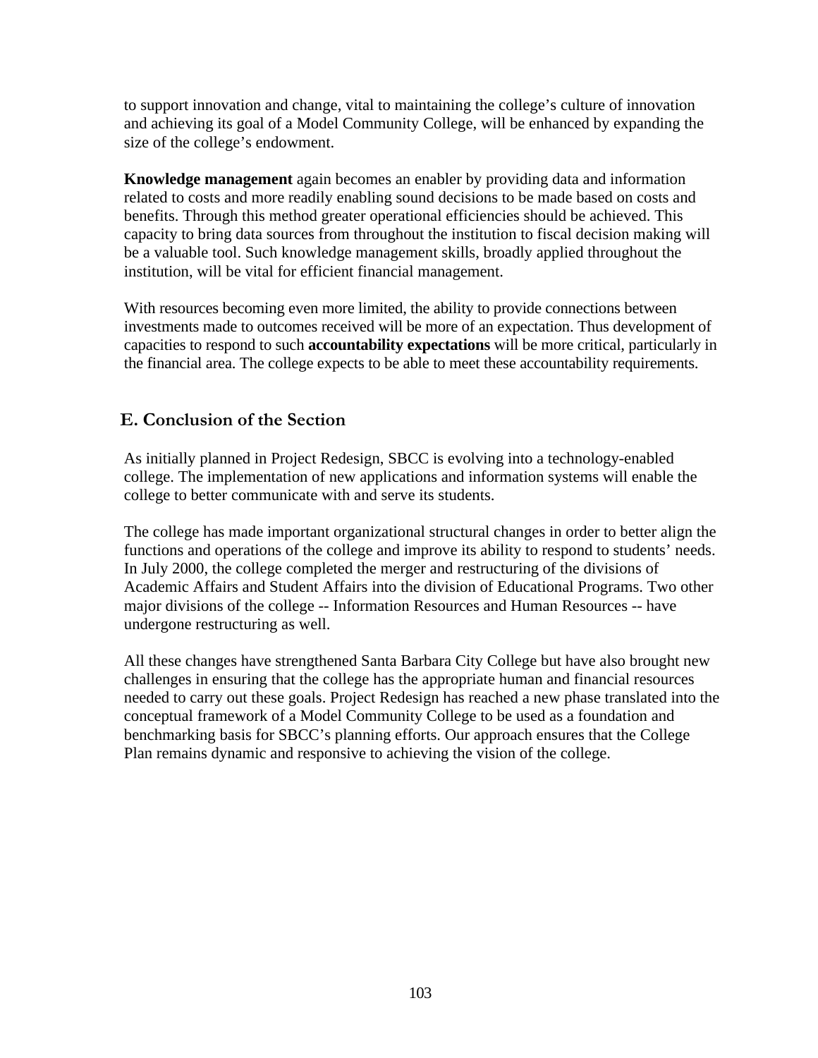to support innovation and change, vital to maintaining the college's culture of innovation and achieving its goal of a Model Community College, will be enhanced by expanding the size of the college's endowment.

**Knowledge management** again becomes an enabler by providing data and information related to costs and more readily enabling sound decisions to be made based on costs and benefits. Through this method greater operational efficiencies should be achieved. This capacity to bring data sources from throughout the institution to fiscal decision making will be a valuable tool. Such knowledge management skills, broadly applied throughout the institution, will be vital for efficient financial management.

With resources becoming even more limited, the ability to provide connections between investments made to outcomes received will be more of an expectation. Thus development of capacities to respond to such **accountability expectations** will be more critical, particularly in the financial area. The college expects to be able to meet these accountability requirements.

## E. Conclusion of the Section

As initially planned in Project Redesign, SBCC is evolving into a technology-enabled college. The implementation of new applications and information systems will enable the college to better communicate with and serve its students.

The college has made important organizational structural changes in order to better align the functions and operations of the college and improve its ability to respond to students' needs. In July 2000, the college completed the merger and restructuring of the divisions of Academic Affairs and Student Affairs into the division of Educational Programs. Two other major divisions of the college -- Information Resources and Human Resources -- have undergone restructuring as well.

All these changes have strengthened Santa Barbara City College but have also brought new challenges in ensuring that the college has the appropriate human and financial resources needed to carry out these goals. Project Redesign has reached a new phase translated into the conceptual framework of a Model Community College to be used as a foundation and benchmarking basis for SBCC's planning efforts. Our approach ensures that the College Plan remains dynamic and responsive to achieving the vision of the college.